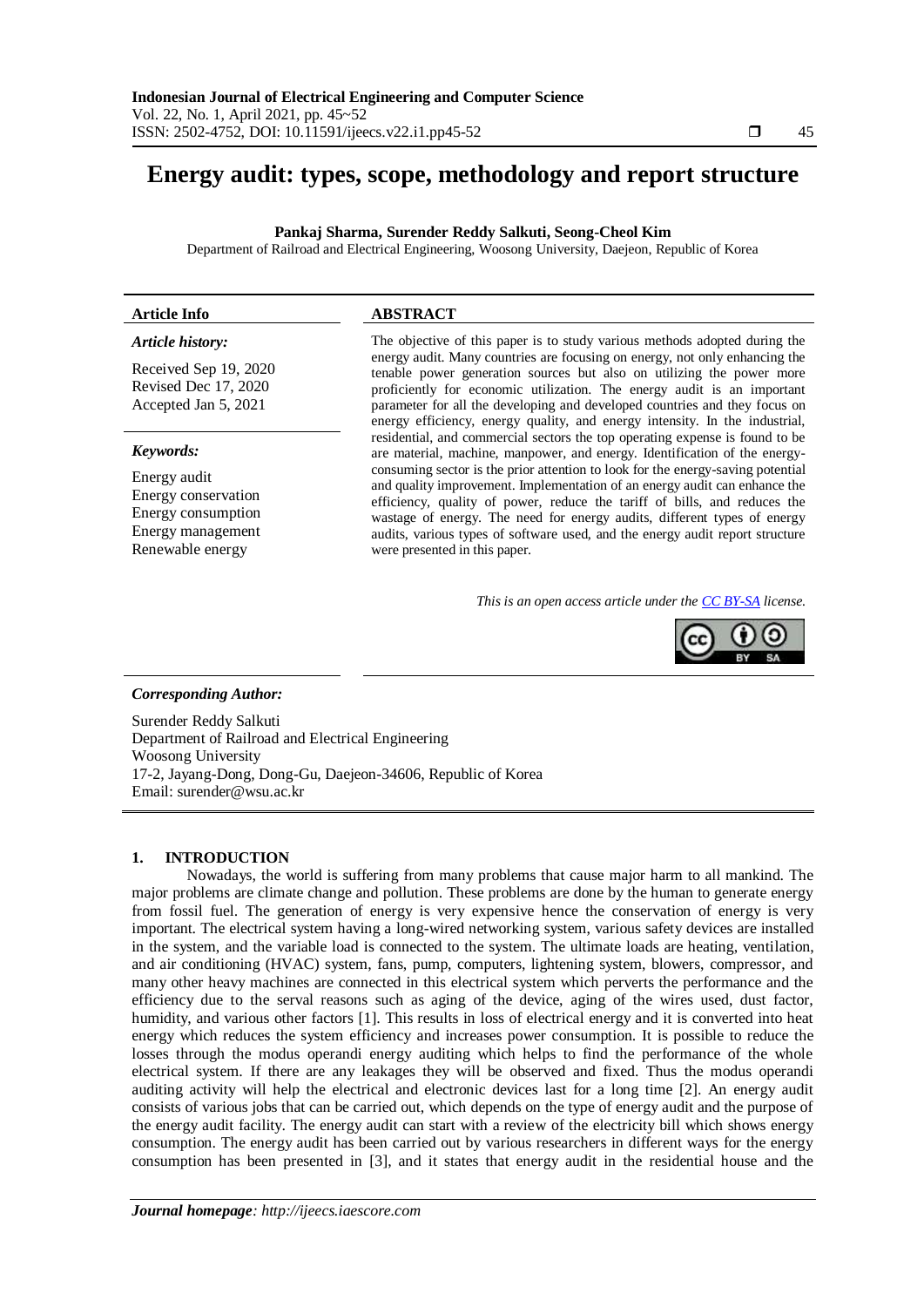# Energy audit: types, scope, methodology and report structure

**Pankaj Sharma, Surender Reddy Salkuti, Seong-Cheol Kim**

Department of Railroad and Electrical Engineering, Woosong University, Daejeon, Republic of Korea

**Article Info**

*Article history:*

Received Sep 19, 2020
Revised Dec 17, 2020
Accepted Jan 5, 2021

*Keywords:*

Energy audit
Energy conservation
Energy consumption
Energy management
Renewable energy

**ABSTRACT**

The objective of this paper is to study various methods adopted during the energy audit. Many countries are focusing on energy, not only enhancing the tenable power generation sources but also on utilizing the power more proficiently for economic utilization. The energy audit is an important parameter for all the developing and developed countries and they focus on energy efficiency, energy quality, and energy intensity. In the industrial, residential, and commercial sectors the top operating expense is found to be are material, machine, manpower, and energy. Identification of the energy-consuming sector is the prior attention to look for the energy-saving potential and quality improvement. Implementation of an energy audit can enhance the efficiency, quality of power, reduce the tariff of bills, and reduces the wastage of energy. The need for energy audits, different types of energy audits, various types of software used, and the energy audit report structure were presented in this paper.

*This is an open access article under the CC BY-SA license.*

***Corresponding Author:***

Surender Reddy Salkuti
Department of Railroad and Electrical Engineering
Woosong University
17-2, Jayang-Dong, Dong-Gu, Daejeon-34606, Republic of Korea
Email: surender@wsu.ac.kr

## 1. INTRODUCTION

Nowadays, the world is suffering from many problems that cause major harm to all mankind. The major problems are climate change and pollution. These problems are done by the human to generate energy from fossil fuel. The generation of energy is very expensive hence the conservation of energy is very important. The electrical system having a long-wired networking system, various safety devices are installed in the system, and the variable load is connected to the system. The ultimate loads are heating, ventilation, and air conditioning (HVAC) system, fans, pump, computers, lightening system, blowers, compressor, and many other heavy machines are connected in this electrical system which perverts the performance and the efficiency due to the serval reasons such as aging of the device, aging of the wires used, dust factor, humidity, and various other factors [1]. This results in loss of electrical energy and it is converted into heat energy which reduces the system efficiency and increases power consumption. It is possible to reduce the losses through the modus operandi energy auditing which helps to find the performance of the whole electrical system. If there are any leakages they will be observed and fixed. Thus the modus operandi auditing activity will help the electrical and electronic devices last for a long time [2]. An energy audit consists of various jobs that can be carried out, which depends on the type of energy audit and the purpose of the energy audit facility. The energy audit can start with a review of the electricity bill which shows energy consumption. The energy audit has been carried out by various researchers in different ways for the energy consumption has been presented in [3], and it states that energy audit in the residential house and the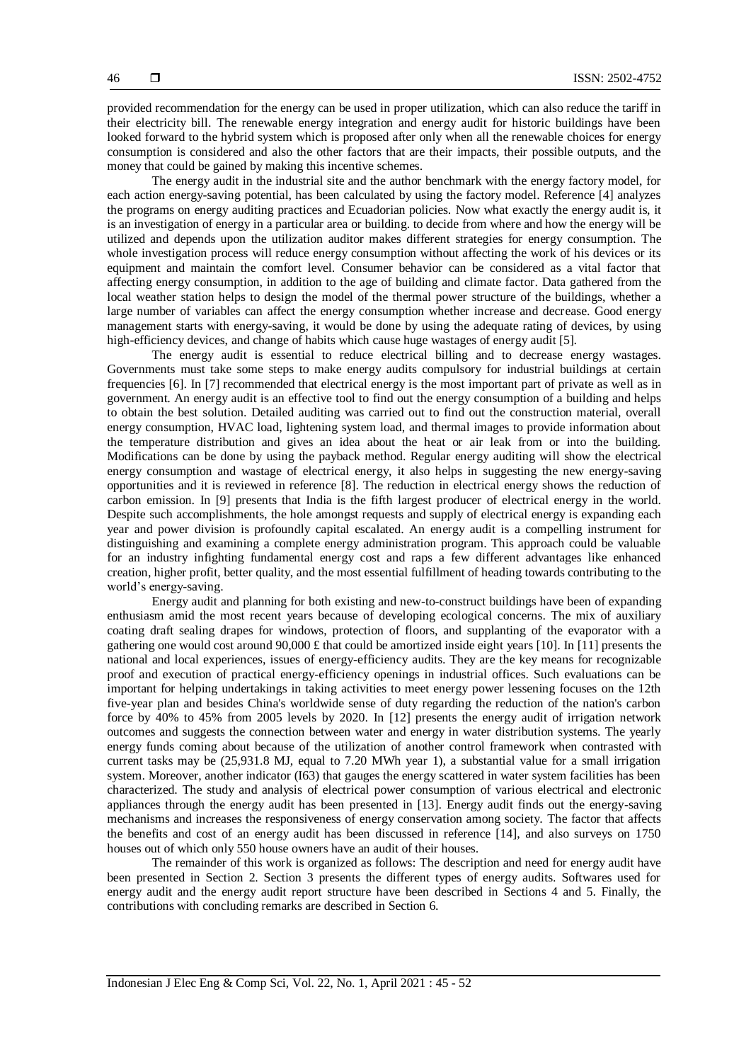provided recommendation for the energy can be used in proper utilization, which can also reduce the tariff in their electricity bill. The renewable energy integration and energy audit for historic buildings have been looked forward to the hybrid system which is proposed after only when all the renewable choices for energy consumption is considered and also the other factors that are their impacts, their possible outputs, and the money that could be gained by making this incentive schemes.

The energy audit in the industrial site and the author benchmark with the energy factory model, for each action energy-saving potential, has been calculated by using the factory model. Reference [4] analyzes the programs on energy auditing practices and Ecuadorian policies. Now what exactly the energy audit is, it is an investigation of energy in a particular area or building. to decide from where and how the energy will be utilized and depends upon the utilization auditor makes different strategies for energy consumption. The whole investigation process will reduce energy consumption without affecting the work of his devices or its equipment and maintain the comfort level. Consumer behavior can be considered as a vital factor that affecting energy consumption, in addition to the age of building and climate factor. Data gathered from the local weather station helps to design the model of the thermal power structure of the buildings, whether a large number of variables can affect the energy consumption whether increase and decrease. Good energy management starts with energy-saving, it would be done by using the adequate rating of devices, by using high-efficiency devices, and change of habits which cause huge wastages of energy audit [5].

The energy audit is essential to reduce electrical billing and to decrease energy wastages. Governments must take some steps to make energy audits compulsory for industrial buildings at certain frequencies [6]. In [7] recommended that electrical energy is the most important part of private as well as in government. An energy audit is an effective tool to find out the energy consumption of a building and helps to obtain the best solution. Detailed auditing was carried out to find out the construction material, overall energy consumption, HVAC load, lightening system load, and thermal images to provide information about the temperature distribution and gives an idea about the heat or air leak from or into the building. Modifications can be done by using the payback method. Regular energy auditing will show the electrical energy consumption and wastage of electrical energy, it also helps in suggesting the new energy-saving opportunities and it is reviewed in reference [8]. The reduction in electrical energy shows the reduction of carbon emission. In [9] presents that India is the fifth largest producer of electrical energy in the world. Despite such accomplishments, the hole amongst requests and supply of electrical energy is expanding each year and power division is profoundly capital escalated. An energy audit is a compelling instrument for distinguishing and examining a complete energy administration program. This approach could be valuable for an industry infighting fundamental energy cost and raps a few different advantages like enhanced creation, higher profit, better quality, and the most essential fulfillment of heading towards contributing to the world's energy-saving.

Energy audit and planning for both existing and new-to-construct buildings have been of expanding enthusiasm amid the most recent years because of developing ecological concerns. The mix of auxiliary coating draft sealing drapes for windows, protection of floors, and supplanting of the evaporator with a gathering one would cost around 90,000 £ that could be amortized inside eight years [10]. In [11] presents the national and local experiences, issues of energy-efficiency audits. They are the key means for recognizable proof and execution of practical energy-efficiency openings in industrial offices. Such evaluations can be important for helping undertakings in taking activities to meet energy power lessening focuses on the 12th five-year plan and besides China's worldwide sense of duty regarding the reduction of the nation's carbon force by 40% to 45% from 2005 levels by 2020. In [12] presents the energy audit of irrigation network outcomes and suggests the connection between water and energy in water distribution systems. The yearly energy funds coming about because of the utilization of another control framework when contrasted with current tasks may be (25,931.8 MJ, equal to 7.20 MWh year 1), a substantial value for a small irrigation system. Moreover, another indicator (I63) that gauges the energy scattered in water system facilities has been characterized. The study and analysis of electrical power consumption of various electrical and electronic appliances through the energy audit has been presented in [13]. Energy audit finds out the energy-saving mechanisms and increases the responsiveness of energy conservation among society. The factor that affects the benefits and cost of an energy audit has been discussed in reference [14], and also surveys on 1750 houses out of which only 550 house owners have an audit of their houses.

The remainder of this work is organized as follows: The description and need for energy audit have been presented in Section 2. Section 3 presents the different types of energy audits. Softwares used for energy audit and the energy audit report structure have been described in Sections 4 and 5. Finally, the contributions with concluding remarks are described in Section 6.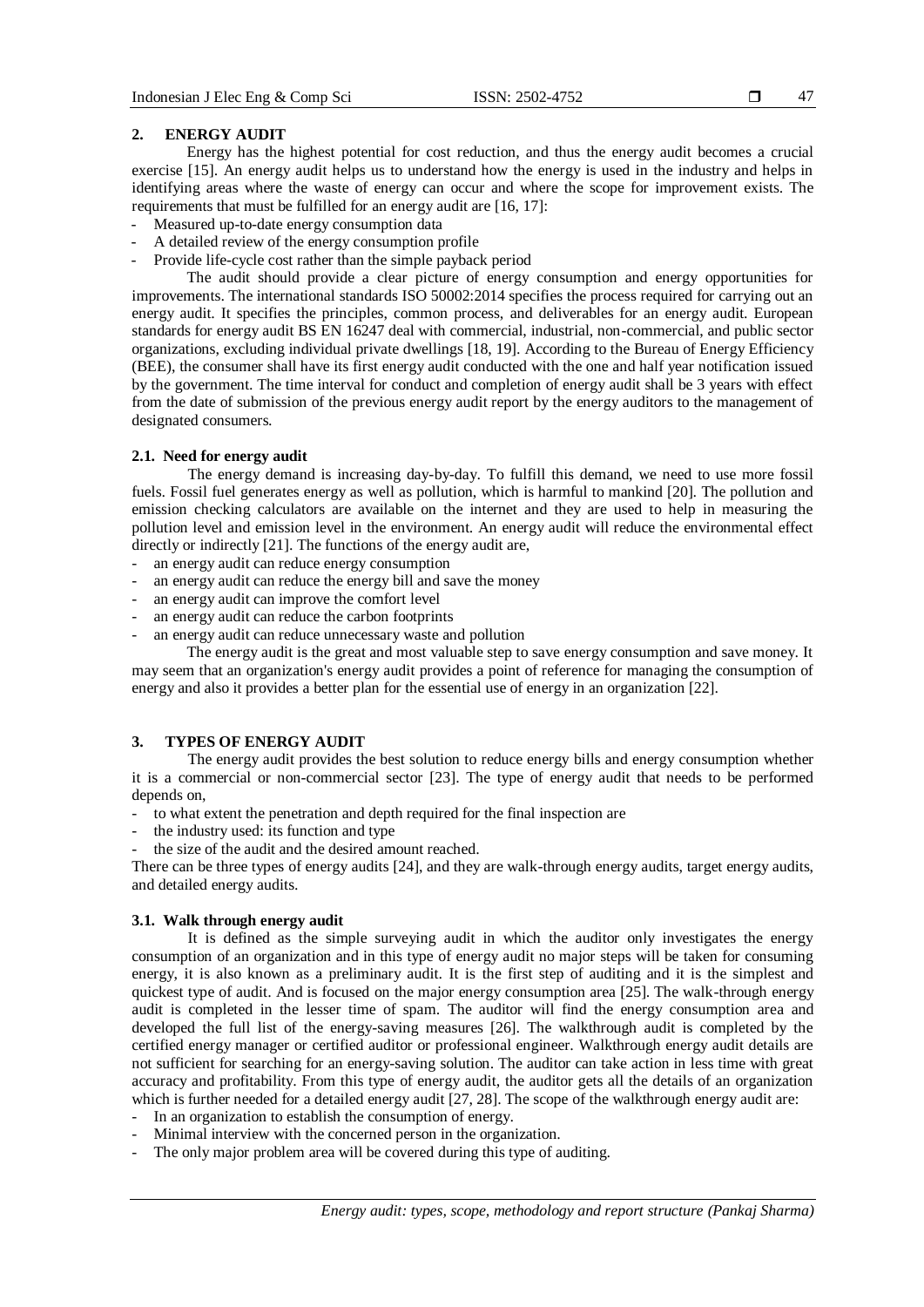## 2. ENERGY AUDIT

Energy has the highest potential for cost reduction, and thus the energy audit becomes a crucial exercise [15]. An energy audit helps us to understand how the energy is used in the industry and helps in identifying areas where the waste of energy can occur and where the scope for improvement exists. The requirements that must be fulfilled for an energy audit are [16, 17]:

- Measured up-to-date energy consumption data
- A detailed review of the energy consumption profile
- Provide life-cycle cost rather than the simple payback period

The audit should provide a clear picture of energy consumption and energy opportunities for improvements. The international standards ISO 50002:2014 specifies the process required for carrying out an energy audit. It specifies the principles, common process, and deliverables for an energy audit. European standards for energy audit BS EN 16247 deal with commercial, industrial, non-commercial, and public sector organizations, excluding individual private dwellings [18, 19]. According to the Bureau of Energy Efficiency (BEE), the consumer shall have its first energy audit conducted with the one and half year notification issued by the government. The time interval for conduct and completion of energy audit shall be 3 years with effect from the date of submission of the previous energy audit report by the energy auditors to the management of designated consumers.

### 2.1. Need for energy audit

The energy demand is increasing day-by-day. To fulfill this demand, we need to use more fossil fuels. Fossil fuel generates energy as well as pollution, which is harmful to mankind [20]. The pollution and emission checking calculators are available on the internet and they are used to help in measuring the pollution level and emission level in the environment. An energy audit will reduce the environmental effect directly or indirectly [21]. The functions of the energy audit are,

- an energy audit can reduce energy consumption
- an energy audit can reduce the energy bill and save the money
- an energy audit can improve the comfort level
- an energy audit can reduce the carbon footprints
- an energy audit can reduce unnecessary waste and pollution

The energy audit is the great and most valuable step to save energy consumption and save money. It may seem that an organization's energy audit provides a point of reference for managing the consumption of energy and also it provides a better plan for the essential use of energy in an organization [22].

## 3. TYPES OF ENERGY AUDIT

The energy audit provides the best solution to reduce energy bills and energy consumption whether it is a commercial or non-commercial sector [23]. The type of energy audit that needs to be performed depends on,

- to what extent the penetration and depth required for the final inspection are
- the industry used: its function and type
- the size of the audit and the desired amount reached.

There can be three types of energy audits [24], and they are walk-through energy audits, target energy audits, and detailed energy audits.

### 3.1. Walk through energy audit

It is defined as the simple surveying audit in which the auditor only investigates the energy consumption of an organization and in this type of energy audit no major steps will be taken for consuming energy, it is also known as a preliminary audit. It is the first step of auditing and it is the simplest and quickest type of audit. And is focused on the major energy consumption area [25]. The walk-through energy audit is completed in the lesser time of spam. The auditor will find the energy consumption area and developed the full list of the energy-saving measures [26]. The walkthrough audit is completed by the certified energy manager or certified auditor or professional engineer. Walkthrough energy audit details are not sufficient for searching for an energy-saving solution. The auditor can take action in less time with great accuracy and profitability. From this type of energy audit, the auditor gets all the details of an organization which is further needed for a detailed energy audit [27, 28]. The scope of the walkthrough energy audit are:

- In an organization to establish the consumption of energy.
- Minimal interview with the concerned person in the organization.
- The only major problem area will be covered during this type of auditing.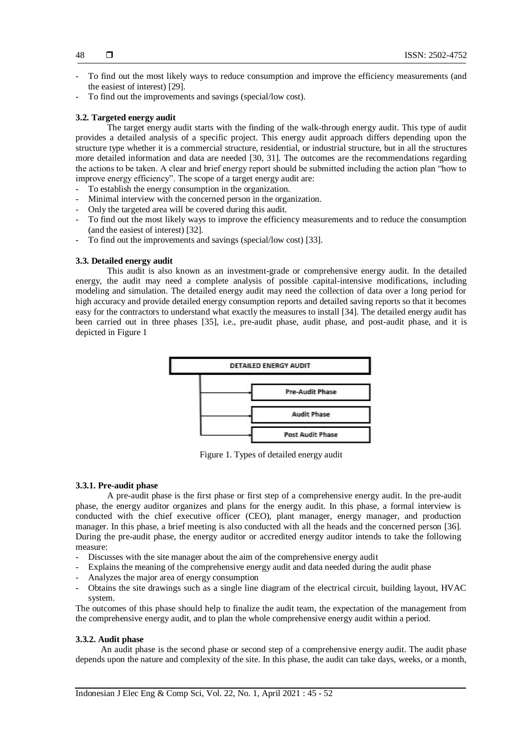- To find out the most likely ways to reduce consumption and improve the efficiency measurements (and the easiest of interest) [29].
- To find out the improvements and savings (special/low cost).

### 3.2. Targeted energy audit

The target energy audit starts with the finding of the walk-through energy audit. This type of audit provides a detailed analysis of a specific project. This energy audit approach differs depending upon the structure type whether it is a commercial structure, residential, or industrial structure, but in all the structures more detailed information and data are needed [30, 31]. The outcomes are the recommendations regarding the actions to be taken. A clear and brief energy report should be submitted including the action plan "how to improve energy efficiency". The scope of a target energy audit are:

- To establish the energy consumption in the organization.
- Minimal interview with the concerned person in the organization.
- Only the targeted area will be covered during this audit.
- To find out the most likely ways to improve the efficiency measurements and to reduce the consumption (and the easiest of interest) [32].
- To find out the improvements and savings (special/low cost) [33].

### 3.3. Detailed energy audit

This audit is also known as an investment-grade or comprehensive energy audit. In the detailed energy, the audit may need a complete analysis of possible capital-intensive modifications, including modeling and simulation. The detailed energy audit may need the collection of data over a long period for high accuracy and provide detailed energy consumption reports and detailed saving reports so that it becomes easy for the contractors to understand what exactly the measures to install [34]. The detailed energy audit has been carried out in three phases [35], i.e., pre-audit phase, audit phase, and post-audit phase, and it is depicted in Figure 1

DETAILED ENERGY AUDIT

- Pre-Audit Phase
- Audit Phase
- Post Audit Phase

Figure 1. Types of detailed energy audit

#### 3.3.1. Pre-audit phase

A pre-audit phase is the first phase or first step of a comprehensive energy audit. In the pre-audit phase, the energy auditor organizes and plans for the energy audit. In this phase, a formal interview is conducted with the chief executive officer (CEO), plant manager, energy manager, and production manager. In this phase, a brief meeting is also conducted with all the heads and the concerned person [36]. During the pre-audit phase, the energy auditor or accredited energy auditor intends to take the following measure:

- Discusses with the site manager about the aim of the comprehensive energy audit
- Explains the meaning of the comprehensive energy audit and data needed during the audit phase
- Analyzes the major area of energy consumption
- Obtains the site drawings such as a single line diagram of the electrical circuit, building layout, HVAC system.

The outcomes of this phase should help to finalize the audit team, the expectation of the management from the comprehensive energy audit, and to plan the whole comprehensive energy audit within a period.

#### 3.3.2. Audit phase

An audit phase is the second phase or second step of a comprehensive energy audit. The audit phase depends upon the nature and complexity of the site. In this phase, the audit can take days, weeks, or a month,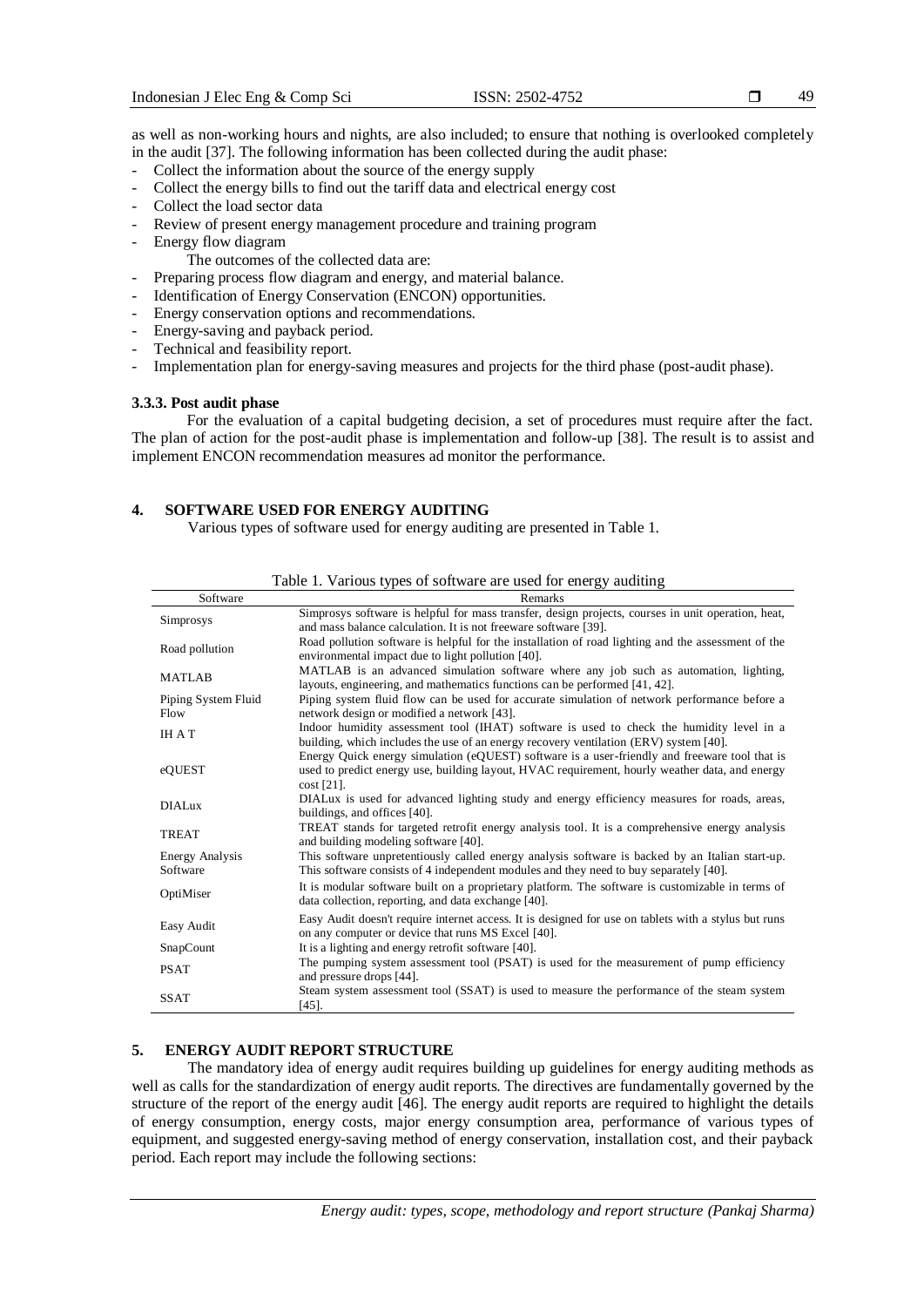as well as non-working hours and nights, are also included; to ensure that nothing is overlooked completely in the audit [37]. The following information has been collected during the audit phase:

- Collect the information about the source of the energy supply
- Collect the energy bills to find out the tariff data and electrical energy cost
- Collect the load sector data
- Review of present energy management procedure and training program
- Energy flow diagram

The outcomes of the collected data are:

- Preparing process flow diagram and energy, and material balance.
- Identification of Energy Conservation (ENCON) opportunities.
- Energy conservation options and recommendations.
- Energy-saving and payback period.
- Technical and feasibility report.
- Implementation plan for energy-saving measures and projects for the third phase (post-audit phase).

### 3.3.3. Post audit phase

For the evaluation of a capital budgeting decision, a set of procedures must require after the fact. The plan of action for the post-audit phase is implementation and follow-up [38]. The result is to assist and implement ENCON recommendation measures ad monitor the performance.

## 4. SOFTWARE USED FOR ENERGY AUDITING

Various types of software used for energy auditing are presented in Table 1.

Table 1. Various types of software are used for energy auditing

| Software | Remarks |
|---|---|
| Simprosys | Simprosys software is helpful for mass transfer, design projects, courses in unit operation, heat, and mass balance calculation. It is not freeware software [39]. |
| Road pollution | Road pollution software is helpful for the installation of road lighting and the assessment of the environmental impact due to light pollution [40]. |
| MATLAB | MATLAB is an advanced simulation software where any job such as automation, lighting, layouts, engineering, and mathematics functions can be performed [41, 42]. |
| Piping System Fluid Flow | Piping system fluid flow can be used for accurate simulation of network performance before a network design or modified a network [43]. |
| IH A T | Indoor humidity assessment tool (IHAT) software is used to check the humidity level in a building, which includes the use of an energy recovery ventilation (ERV) system [40]. |
| eQUEST | Energy Quick energy simulation (eQUEST) software is a user-friendly and freeware tool that is used to predict energy use, building layout, HVAC requirement, hourly weather data, and energy cost [21]. |
| DIALux | DIALux is used for advanced lighting study and energy efficiency measures for roads, areas, buildings, and offices [40]. |
| TREAT | TREAT stands for targeted retrofit energy analysis tool. It is a comprehensive energy analysis and building modeling software [40]. |
| Energy Analysis Software | This software unpretentiously called energy analysis software is backed by an Italian start-up. This software consists of 4 independent modules and they need to buy separately [40]. |
| OptiMiser | It is modular software built on a proprietary platform. The software is customizable in terms of data collection, reporting, and data exchange [40]. |
| Easy Audit | Easy Audit doesn't require internet access. It is designed for use on tablets with a stylus but runs on any computer or device that runs MS Excel [40]. |
| SnapCount | It is a lighting and energy retrofit software [40]. |
| PSAT | The pumping system assessment tool (PSAT) is used for the measurement of pump efficiency and pressure drops [44]. |
| SSAT | Steam system assessment tool (SSAT) is used to measure the performance of the steam system [45]. |

## 5. ENERGY AUDIT REPORT STRUCTURE

The mandatory idea of energy audit requires building up guidelines for energy auditing methods as well as calls for the standardization of energy audit reports. The directives are fundamentally governed by the structure of the report of the energy audit [46]. The energy audit reports are required to highlight the details of energy consumption, energy costs, major energy consumption area, performance of various types of equipment, and suggested energy-saving method of energy conservation, installation cost, and their payback period. Each report may include the following sections: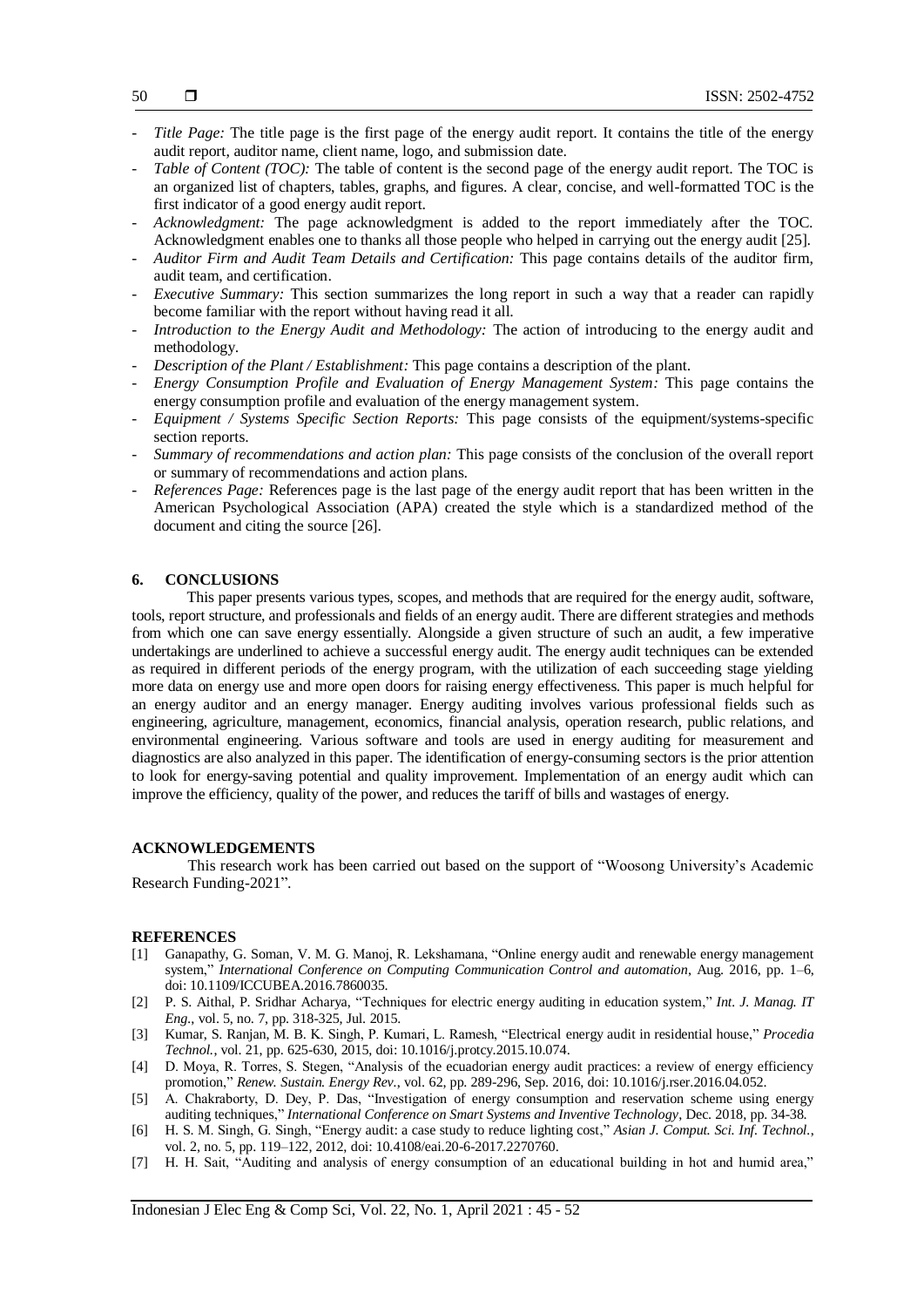- *Title Page:* The title page is the first page of the energy audit report. It contains the title of the energy audit report, auditor name, client name, logo, and submission date.
- *Table of Content (TOC):* The table of content is the second page of the energy audit report. The TOC is an organized list of chapters, tables, graphs, and figures. A clear, concise, and well-formatted TOC is the first indicator of a good energy audit report.
- *Acknowledgment:* The page acknowledgment is added to the report immediately after the TOC. Acknowledgment enables one to thanks all those people who helped in carrying out the energy audit [25].
- *Auditor Firm and Audit Team Details and Certification:* This page contains details of the auditor firm, audit team, and certification.
- *Executive Summary:* This section summarizes the long report in such a way that a reader can rapidly become familiar with the report without having read it all.
- *Introduction to the Energy Audit and Methodology:* The action of introducing to the energy audit and methodology.
- *Description of the Plant / Establishment:* This page contains a description of the plant.
- *Energy Consumption Profile and Evaluation of Energy Management System:* This page contains the energy consumption profile and evaluation of the energy management system.
- *Equipment / Systems Specific Section Reports:* This page consists of the equipment/systems-specific section reports.
- *Summary of recommendations and action plan:* This page consists of the conclusion of the overall report or summary of recommendations and action plans.
- *References Page:* References page is the last page of the energy audit report that has been written in the American Psychological Association (APA) created the style which is a standardized method of the document and citing the source [26].

## 6. CONCLUSIONS

This paper presents various types, scopes, and methods that are required for the energy audit, software, tools, report structure, and professionals and fields of an energy audit. There are different strategies and methods from which one can save energy essentially. Alongside a given structure of such an audit, a few imperative undertakings are underlined to achieve a successful energy audit. The energy audit techniques can be extended as required in different periods of the energy program, with the utilization of each succeeding stage yielding more data on energy use and more open doors for raising energy effectiveness. This paper is much helpful for an energy auditor and an energy manager. Energy auditing involves various professional fields such as engineering, agriculture, management, economics, financial analysis, operation research, public relations, and environmental engineering. Various software and tools are used in energy auditing for measurement and diagnostics are also analyzed in this paper. The identification of energy-consuming sectors is the prior attention to look for energy-saving potential and quality improvement. Implementation of an energy audit which can improve the efficiency, quality of the power, and reduces the tariff of bills and wastages of energy.

## ACKNOWLEDGEMENTS

This research work has been carried out based on the support of "Woosong University's Academic Research Funding-2021".

## REFERENCES

[1] Ganapathy, G. Soman, V. M. G. Manoj, R. Lekshamana, "Online energy audit and renewable energy management system," *International Conference on Computing Communication Control and automation*, Aug. 2016, pp. 1–6, doi: 10.1109/ICCUBEA.2016.7860035.

[2] P. S. Aithal, P. Sridhar Acharya, "Techniques for electric energy auditing in education system," *Int. J. Manag. IT Eng.*, vol. 5, no. 7, pp. 318-325, Jul. 2015.

[3] Kumar, S. Ranjan, M. B. K. Singh, P. Kumari, L. Ramesh, "Electrical energy audit in residential house," *Procedia Technol.*, vol. 21, pp. 625-630, 2015, doi: 10.1016/j.protcy.2015.10.074.

[4] D. Moya, R. Torres, S. Stegen, "Analysis of the ecuadorian energy audit practices: a review of energy efficiency promotion," *Renew. Sustain. Energy Rev.*, vol. 62, pp. 289-296, Sep. 2016, doi: 10.1016/j.rser.2016.04.052.

[5] A. Chakraborty, D. Dey, P. Das, "Investigation of energy consumption and reservation scheme using energy auditing techniques," *International Conference on Smart Systems and Inventive Technology*, Dec. 2018, pp. 34-38.

[6] H. S. M. Singh, G. Singh, "Energy audit: a case study to reduce lighting cost," *Asian J. Comput. Sci. Inf. Technol.*, vol. 2, no. 5, pp. 119–122, 2012, doi: 10.4108/eai.20-6-2017.2270760.

[7] H. H. Sait, "Auditing and analysis of energy consumption of an educational building in hot and humid area,"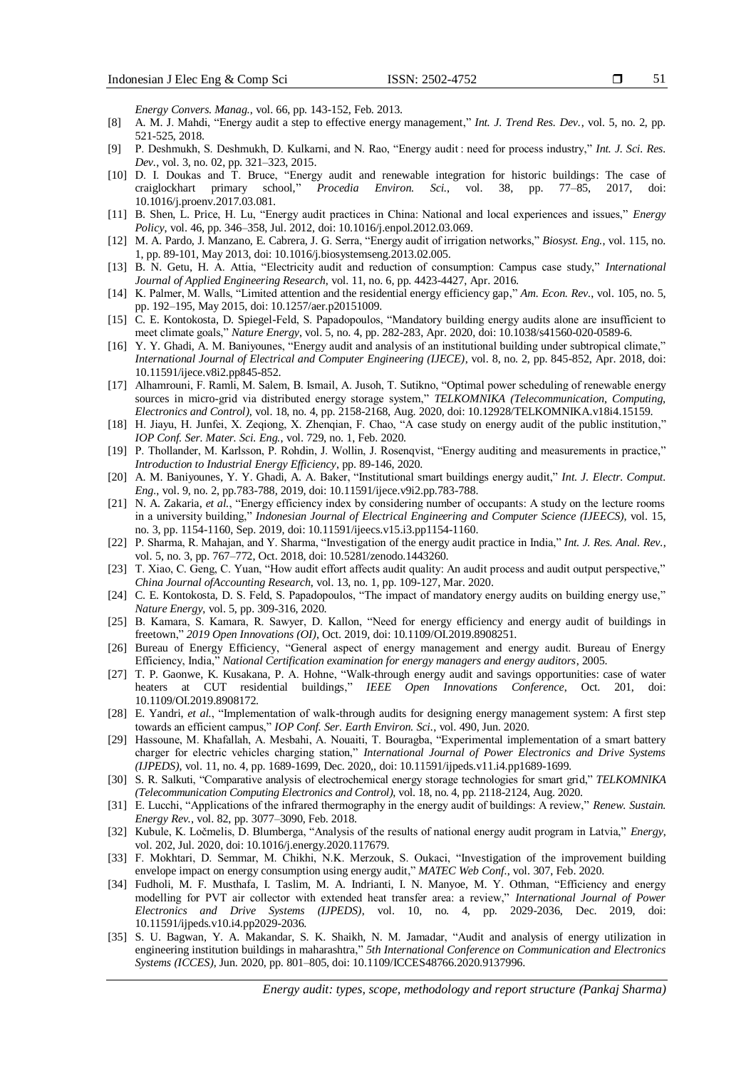*Energy Convers. Manag.*, vol. 66, pp. 143-152, Feb. 2013.

[8] A. M. J. Mahdi, "Energy audit a step to effective energy management," *Int. J. Trend Res. Dev.*, vol. 5, no. 2, pp. 521-525, 2018.

[9] P. Deshmukh, S. Deshmukh, D. Kulkarni, and N. Rao, "Energy audit : need for process industry," *Int. J. Sci. Res. Dev.*, vol. 3, no. 02, pp. 321–323, 2015.

[10] D. I. Doukas and T. Bruce, "Energy audit and renewable integration for historic buildings: The case of craiglockhart primary school," *Procedia Environ. Sci.*, vol. 38, pp. 77–85, 2017, doi: 10.1016/j.proenv.2017.03.081.

[11] B. Shen, L. Price, H. Lu, "Energy audit practices in China: National and local experiences and issues," *Energy Policy*, vol. 46, pp. 346–358, Jul. 2012, doi: 10.1016/j.enpol.2012.03.069.

[12] M. A. Pardo, J. Manzano, E. Cabrera, J. G. Serra, "Energy audit of irrigation networks," *Biosyst. Eng.*, vol. 115, no. 1, pp. 89-101, May 2013, doi: 10.1016/j.biosystemseng.2013.02.005.

[13] B. N. Getu, H. A. Attia, "Electricity audit and reduction of consumption: Campus case study," *International Journal of Applied Engineering Research*, vol. 11, no. 6, pp. 4423-4427, Apr. 2016.

[14] K. Palmer, M. Walls, "Limited attention and the residential energy efficiency gap," *Am. Econ. Rev.*, vol. 105, no. 5, pp. 192–195, May 2015, doi: 10.1257/aer.p20151009.

[15] C. E. Kontokosta, D. Spiegel-Feld, S. Papadopoulos, "Mandatory building energy audits alone are insufficient to meet climate goals," *Nature Energy*, vol. 5, no. 4, pp. 282-283, Apr. 2020, doi: 10.1038/s41560-020-0589-6.

[16] Y. Y. Ghadi, A. M. Baniyounes, "Energy audit and analysis of an institutional building under subtropical climate," *International Journal of Electrical and Computer Engineering (IJECE)*, vol. 8, no. 2, pp. 845-852, Apr. 2018, doi: 10.11591/ijece.v8i2.pp845-852.

[17] Alhamrouni, F. Ramli, M. Salem, B. Ismail, A. Jusoh, T. Sutikno, "Optimal power scheduling of renewable energy sources in micro-grid via distributed energy storage system," *TELKOMNIKA (Telecommunication, Computing, Electronics and Control)*, vol. 18, no. 4, pp. 2158-2168, Aug. 2020, doi: 10.12928/TELKOMNIKA.v18i4.15159.

[18] H. Jiayu, H. Junfei, X. Zeqiong, X. Zhenqian, F. Chao, "A case study on energy audit of the public institution," *IOP Conf. Ser. Mater. Sci. Eng.*, vol. 729, no. 1, Feb. 2020.

[19] P. Thollander, M. Karlsson, P. Rohdin, J. Wollin, J. Rosenqvist, "Energy auditing and measurements in practice," *Introduction to Industrial Energy Efficiency*, pp. 89-146, 2020.

[20] A. M. Baniyounes, Y. Y. Ghadi, A. A. Baker, "Institutional smart buildings energy audit," *Int. J. Electr. Comput. Eng.*, vol. 9, no. 2, pp.783-788, 2019, doi: 10.11591/ijece.v9i2.pp.783-788.

[21] N. A. Zakaria, *et al.*, "Energy efficiency index by considering number of occupants: A study on the lecture rooms in a university building," *Indonesian Journal of Electrical Engineering and Computer Science (IJEECS)*, vol. 15, no. 3, pp. 1154-1160, Sep. 2019, doi: 10.11591/ijeecs.v15.i3.pp1154-1160.

[22] P. Sharma, R. Mahajan, and Y. Sharma, "Investigation of the energy audit practice in India," *Int. J. Res. Anal. Rev.*, vol. 5, no. 3, pp. 767–772, Oct. 2018, doi: 10.5281/zenodo.1443260.

[23] T. Xiao, C. Geng, C. Yuan, "How audit effort affects audit quality: An audit process and audit output perspective," *China Journal ofAccounting Research*, vol. 13, no. 1, pp. 109-127, Mar. 2020.

[24] C. E. Kontokosta, D. S. Feld, S. Papadopoulos, "The impact of mandatory energy audits on building energy use," *Nature Energy*, vol. 5, pp. 309-316, 2020.

[25] B. Kamara, S. Kamara, R. Sawyer, D. Kallon, "Need for energy efficiency and energy audit of buildings in freetown," *2019 Open Innovations (OI)*, Oct. 2019, doi: 10.1109/OI.2019.8908251.

[26] Bureau of Energy Efficiency, "General aspect of energy management and energy audit. Bureau of Energy Efficiency, India," *National Certification examination for energy managers and energy auditors*, 2005.

[27] T. P. Gaonwe, K. Kusakana, P. A. Hohne, "Walk-through energy audit and savings opportunities: case of water heaters at CUT residential buildings," *IEEE Open Innovations Conference*, Oct. 201, doi: 10.1109/OI.2019.8908172.

[28] E. Yandri, *et al.*, "Implementation of walk-through audits for designing energy management system: A first step towards an efficient campus," *IOP Conf. Ser. Earth Environ. Sci.*, vol. 490, Jun. 2020.

[29] Hassoune, M. Khafallah, A. Mesbahi, A. Nouaiti, T. Bouragba, "Experimental implementation of a smart battery charger for electric vehicles charging station," *International Journal of Power Electronics and Drive Systems (IJPEDS)*, vol. 11, no. 4, pp. 1689-1699, Dec. 2020,, doi: 10.11591/ijpeds.v11.i4.pp1689-1699.

[30] S. R. Salkuti, "Comparative analysis of electrochemical energy storage technologies for smart grid," *TELKOMNIKA (Telecommunication Computing Electronics and Control)*, vol. 18, no. 4, pp. 2118-2124, Aug. 2020.

[31] E. Lucchi, "Applications of the infrared thermography in the energy audit of buildings: A review," *Renew. Sustain. Energy Rev.*, vol. 82, pp. 3077–3090, Feb. 2018.

[32] Kubule, K. Ločmelis, D. Blumberga, "Analysis of the results of national energy audit program in Latvia," *Energy*, vol. 202, Jul. 2020, doi: 10.1016/j.energy.2020.117679.

[33] F. Mokhtari, D. Semmar, M. Chikhi, N.K. Merzouk, S. Oukaci, "Investigation of the improvement building envelope impact on energy consumption using energy audit," *MATEC Web Conf.*, vol. 307, Feb. 2020.

[34] Fudholi, M. F. Musthafa, I. Taslim, M. A. Indrianti, I. N. Manyoe, M. Y. Othman, "Efficiency and energy modelling for PVT air collector with extended heat transfer area: a review," *International Journal of Power Electronics and Drive Systems (IJPEDS)*, vol. 10, no. 4, pp. 2029-2036, Dec. 2019, doi: 10.11591/ijpeds.v10.i4.pp2029-2036.

[35] S. U. Bagwan, Y. A. Makandar, S. K. Shaikh, N. M. Jamadar, "Audit and analysis of energy utilization in engineering institution buildings in maharashtra," *5th International Conference on Communication and Electronics Systems (ICCES)*, Jun. 2020, pp. 801–805, doi: 10.1109/ICCES48766.2020.9137996.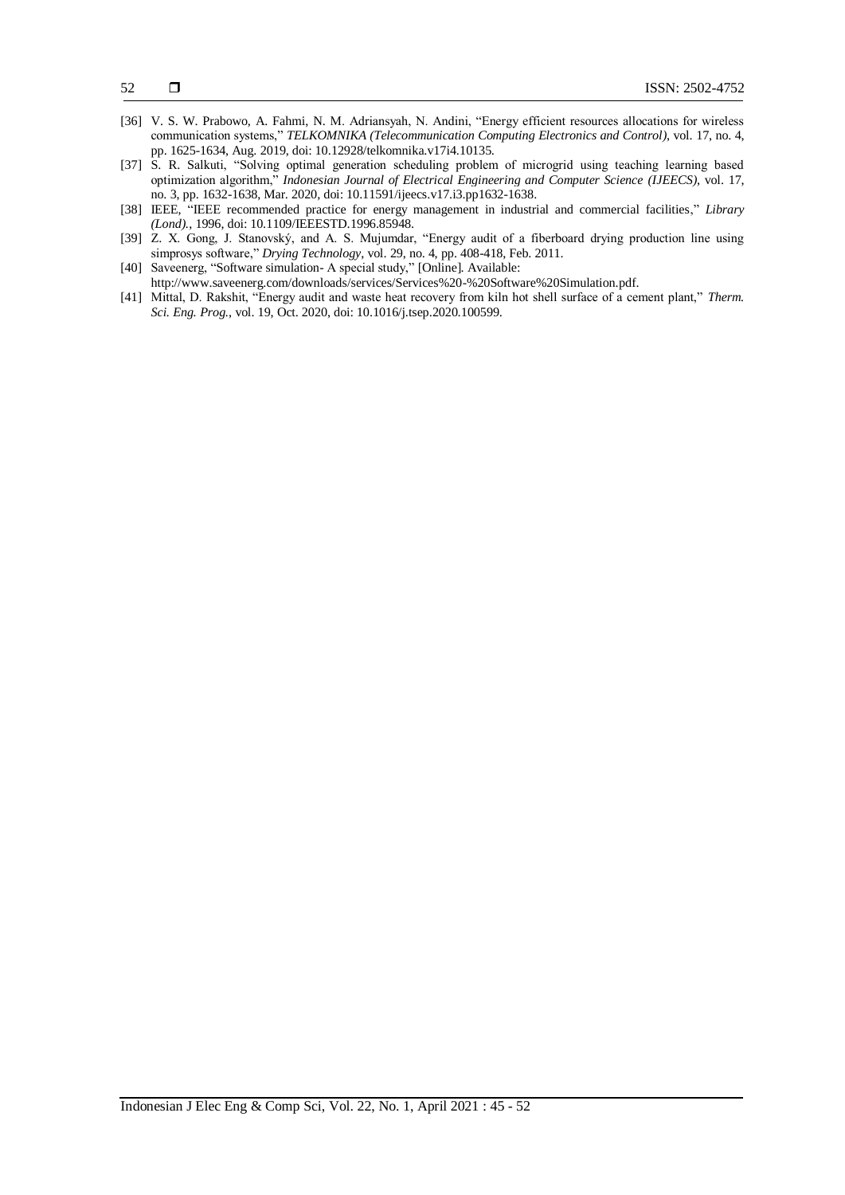[36] V. S. W. Prabowo, A. Fahmi, N. M. Adriansyah, N. Andini, "Energy efficient resources allocations for wireless communication systems," *TELKOMNIKA (Telecommunication Computing Electronics and Control)*, vol. 17, no. 4, pp. 1625-1634, Aug. 2019, doi: 10.12928/telkomnika.v17i4.10135.

[37] S. R. Salkuti, "Solving optimal generation scheduling problem of microgrid using teaching learning based optimization algorithm," *Indonesian Journal of Electrical Engineering and Computer Science (IJEECS)*, vol. 17, no. 3, pp. 1632-1638, Mar. 2020, doi: 10.11591/ijeecs.v17.i3.pp1632-1638.

[38] IEEE, "IEEE recommended practice for energy management in industrial and commercial facilities," *Library (Lond).*, 1996, doi: 10.1109/IEEESTD.1996.85948.

[39] Z. X. Gong, J. Stanovský, and A. S. Mujumdar, "Energy audit of a fiberboard drying production line using simprosys software," *Drying Technology*, vol. 29, no. 4, pp. 408-418, Feb. 2011.

[40] Saveenerg, "Software simulation- A special study," [Online]. Available: http://www.saveenerg.com/downloads/services/Services%20-%20Software%20Simulation.pdf.

[41] Mittal, D. Rakshit, "Energy audit and waste heat recovery from kiln hot shell surface of a cement plant," *Therm. Sci. Eng. Prog.*, vol. 19, Oct. 2020, doi: 10.1016/j.tsep.2020.100599.